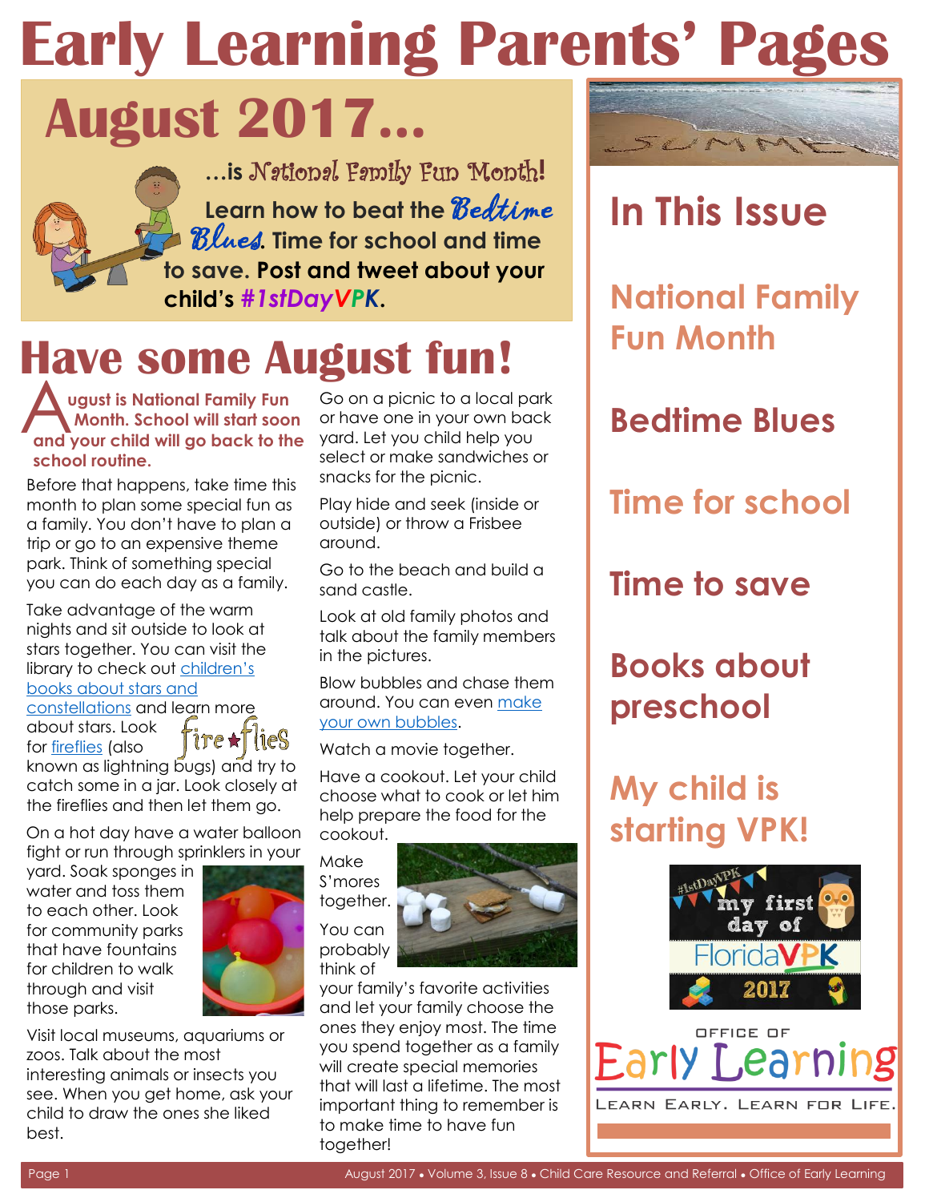# Early Learning Parents' Pages

## August 2017...

...is National Family Fun Month! Learn how to beat the *Bedtime Blues*. Time for school and time to save. **Post and tweet about your child's #1stDayVPK.**

## In This Issue

- National Family Fun Month
- Bedtime Blues
- Time for school
- Time to save
- Books about preschool
- My child is starting VPK!

OFFICE OF Early Learning
LEARN EARLY. LEARN FOR LIFE.

# Have some August fun!

**August is National Family Fun Month. School will start soon and your child will go back to the school routine.**

Before that happens, take time this month to plan some special fun as a family. You don't have to plan a trip or go to an expensive theme park. Think of something special you can do each day as a family.

Take advantage of the warm nights and sit outside to look at stars together. You can visit the library to check out children's books about stars and constellations and learn more about stars. Look for fireflies (also known as lightning bugs) and try to catch some in a jar. Look closely at the fireflies and then let them go.

On a hot day have a water balloon fight or run through sprinklers in your yard. Soak sponges in water and toss them to each other. Look for community parks that have fountains for children to walk through and visit those parks.

Visit local museums, aquariums or zoos. Talk about the most interesting animals or insects you see. When you get home, ask your child to draw the ones she liked best.

Go on a picnic to a local park or have one in your own back yard. Let you child help you select or make sandwiches or snacks for the picnic.

Play hide and seek (inside or outside) or throw a Frisbee around.

Go to the beach and build a sand castle.

Look at old family photos and talk about the family members in the pictures.

Blow bubbles and chase them around. You can even make your own bubbles.

Watch a movie together.

Have a cookout. Let your child choose what to cook or let him help prepare the food for the cookout.

Make S'mores together.

You can probably think of your family's favorite activities and let your family choose the ones they enjoy most. The time you spend together as a family will create special memories that will last a lifetime. The most important thing to remember is to make time to have fun together!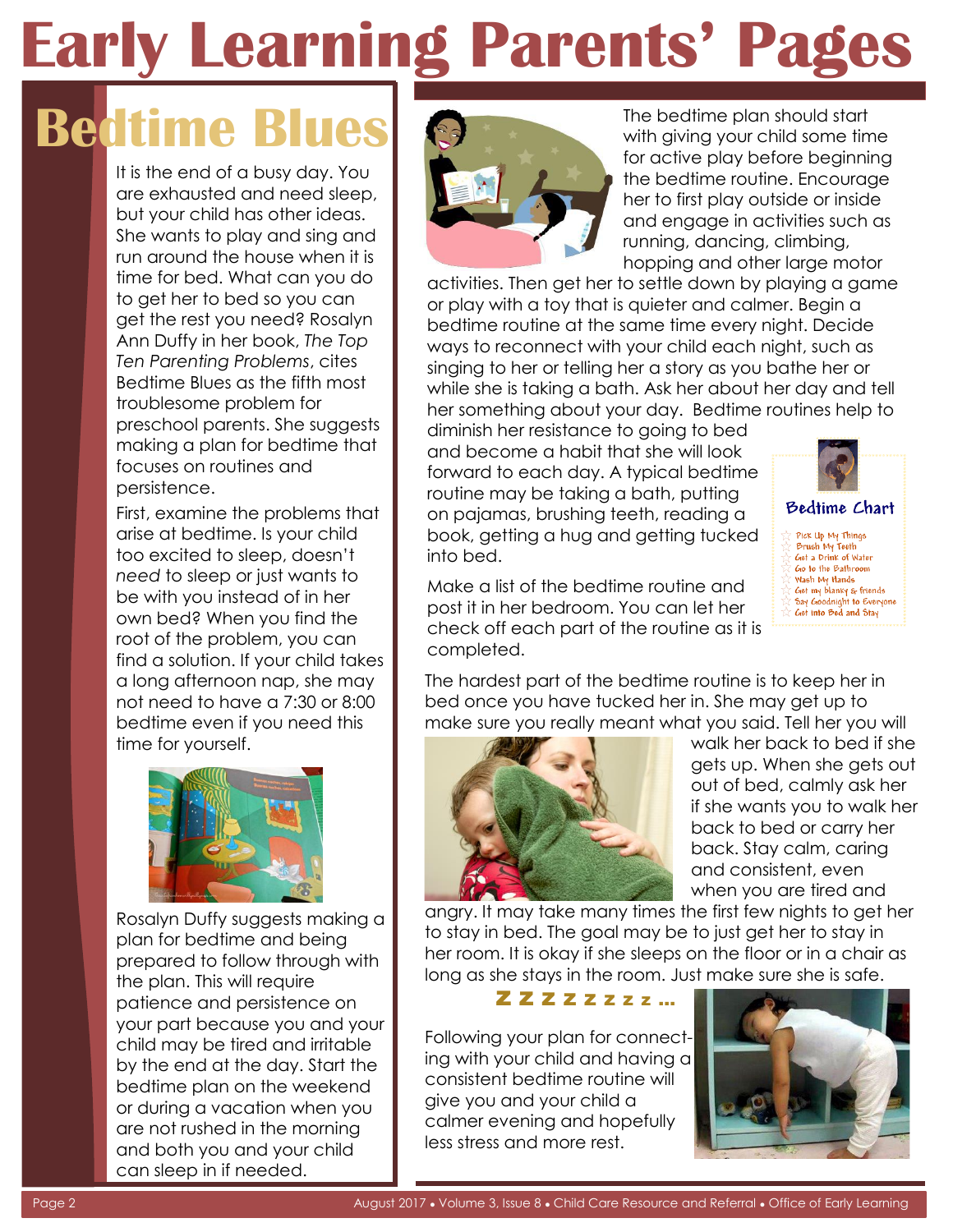# Early Learning Parents' Pages

## Bedtime Blues

It is the end of a busy day. You are exhausted and need sleep, but your child has other ideas. She wants to play and sing and run around the house when it is time for bed. What can you do to get her to bed so you can get the rest you need? Rosalyn Ann Duffy in her book, *The Top Ten Parenting Problems*, cites Bedtime Blues as the fifth most troublesome problem for preschool parents. She suggests making a plan for bedtime that focuses on routines and persistence.

First, examine the problems that arise at bedtime. Is your child too excited to sleep, doesn't *need* to sleep or just wants to be with you instead of in her own bed? When you find the root of the problem, you can find a solution. If your child takes a long afternoon nap, she may not need to have a 7:30 or 8:00 bedtime even if you need this time for yourself.

Rosalyn Duffy suggests making a plan for bedtime and being prepared to follow through with the plan. This will require patience and persistence on your part because you and your child may be tired and irritable by the end at the day. Start the bedtime plan on the weekend or during a vacation when you are not rushed in the morning and both you and your child can sleep in if needed.

The bedtime plan should start with giving your child some time for active play before beginning the bedtime routine. Encourage her to first play outside or inside and engage in activities such as running, dancing, climbing, hopping and other large motor activities. Then get her to settle down by playing a game or play with a toy that is quieter and calmer. Begin a bedtime routine at the same time every night. Decide ways to reconnect with your child each night, such as singing to her or telling her a story as you bathe her or while she is taking a bath. Ask her about her day and tell her something about your day. Bedtime routines help to diminish her resistance to going to bed and become a habit that she will look forward to each day. A typical bedtime routine may be taking a bath, putting on pajamas, brushing teeth, reading a book, getting a hug and getting tucked into bed.

**Bedtime Chart**

- Pick Up My Things
- Brush My Teeth
- Get a Drink of Water
- Go to the Bathroom
- Wash My Hands
- Get my blanky & friends
- Say Goodnight to Everyone
- Get into Bed and Stay

Make a list of the bedtime routine and post it in her bedroom. You can let her check off each part of the routine as it is completed.

The hardest part of the bedtime routine is to keep her in bed once you have tucked her in. She may get up to make sure you really meant what you said. Tell her you will walk her back to bed if she gets up. When she gets out out of bed, calmly ask her if she wants you to walk her back to bed or carry her back. Stay calm, caring and consistent, even when you are tired and angry. It may take many times the first few nights to get her to stay in bed. The goal may be to just get her to stay in her room. It is okay if she sleeps on the floor or in a chair as long as she stays in the room. Just make sure she is safe.

**Z Z Z Z Z z z z ...**

Following your plan for connecting with your child and having a consistent bedtime routine will give you and your child a calmer evening and hopefully less stress and more rest.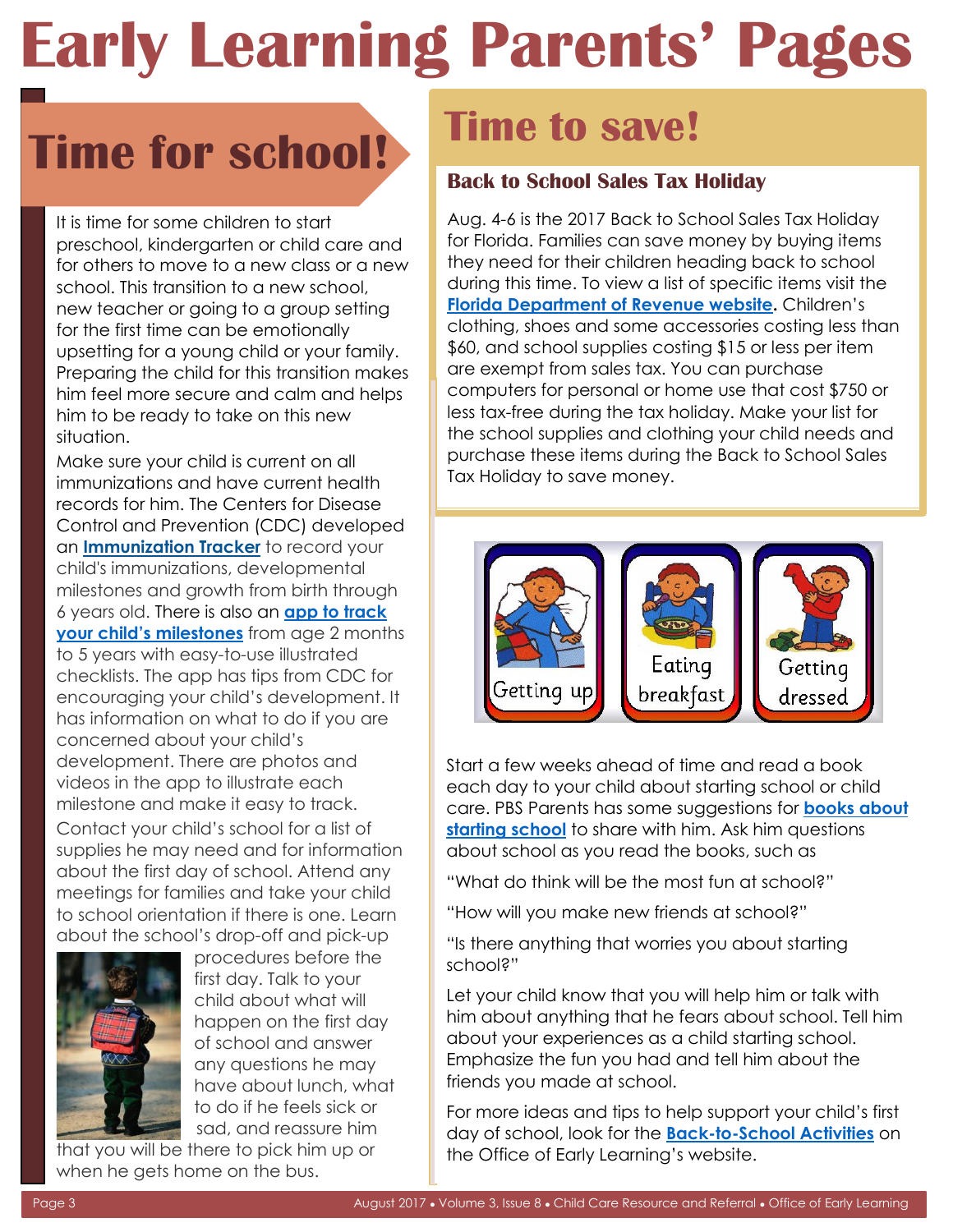# Early Learning Parents' Pages

## Time for school!

It is time for some children to start preschool, kindergarten or child care and for others to move to a new class or a new school. This transition to a new school, new teacher or going to a group setting for the first time can be emotionally upsetting for a young child or your family. Preparing the child for this transition makes him feel more secure and calm and helps him to be ready to take on this new situation.

Make sure your child is current on all immunizations and have current health records for him. The Centers for Disease Control and Prevention (CDC) developed an **Immunization Tracker** to record your child's immunizations, developmental milestones and growth from birth through 6 years old. There is also an **app to track your child's milestones** from age 2 months to 5 years with easy-to-use illustrated checklists. The app has tips from CDC for encouraging your child's development. It has information on what to do if you are concerned about your child's development. There are photos and videos in the app to illustrate each milestone and make it easy to track.

Contact your child's school for a list of supplies he may need and for information about the first day of school. Attend any meetings for families and take your child to school orientation if there is one. Learn about the school's drop-off and pick-up procedures before the first day. Talk to your child about what will happen on the first day of school and answer any questions he may have about lunch, what to do if he feels sick or sad, and reassure him that you will be there to pick him up or when he gets home on the bus.

Start a few weeks ahead of time and read a book each day to your child about starting school or child care. PBS Parents has some suggestions for **books about starting school** to share with him. Ask him questions about school as you read the books, such as

"What do think will be the most fun at school?"

"How will you make new friends at school?"

"Is there anything that worries you about starting school?"

Let your child know that you will help him or talk with him about anything that he fears about school. Tell him about your experiences as a child starting school. Emphasize the fun you had and tell him about the friends you made at school.

For more ideas and tips to help support your child's first day of school, look for the **Back-to-School Activities** on the Office of Early Learning's website.

## Time to save!

### Back to School Sales Tax Holiday

Aug. 4-6 is the 2017 Back to School Sales Tax Holiday for Florida. Families can save money by buying items they need for their children heading back to school during this time. To view a list of specific items visit the **Florida Department of Revenue website**. Children's clothing, shoes and some accessories costing less than $60, and school supplies costing $15 or less per item are exempt from sales tax. You can purchase computers for personal or home use that cost $750 or less tax-free during the tax holiday. Make your list for the school supplies and clothing your child needs and purchase these items during the Back to School Sales Tax Holiday to save money.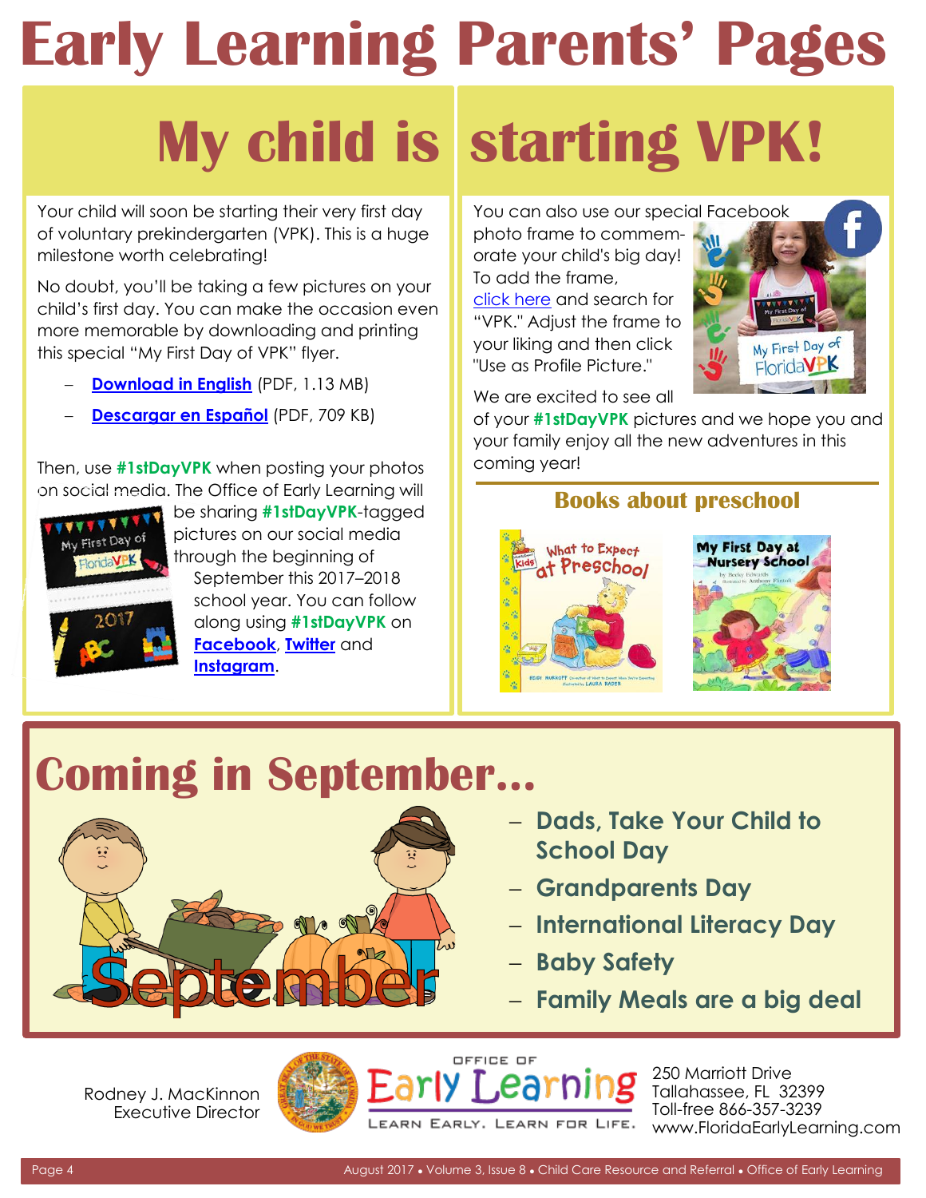# Early Learning Parents' Pages

## My child is starting VPK!

Your child will soon be starting their very first day of voluntary prekindergarten (VPK). This is a huge milestone worth celebrating!

No doubt, you'll be taking a few pictures on your child's first day. You can make the occasion even more memorable by downloading and printing this special "My First Day of VPK" flyer.

- **Download in English** (PDF, 1.13 MB)
- **Descargar en Español** (PDF, 709 KB)

Then, use **#1stDayVPK** when posting your photos on social media. The Office of Early Learning will be sharing **#1stDayVPK**-tagged pictures on our social media through the beginning of September this 2017–2018 school year. You can follow along using **#1stDayVPK** on **Facebook**, **Twitter** and **Instagram**.

You can also use our special Facebook photo frame to commemorate your child's big day! To add the frame, click here and search for "VPK." Adjust the frame to your liking and then click "Use as Profile Picture."

We are excited to see all of your **#1stDayVPK** pictures and we hope you and your family enjoy all the new adventures in this coming year!

### Books about preschool

## Coming in September...

- **Dads, Take Your Child to School Day**
- **Grandparents Day**
- **International Literacy Day**
- **Baby Safety**
- **Family Meals are a big deal**

Rodney J. MacKinnon
Executive Director

Office of Early Learning
Learn Early. Learn for Life.

250 Marriott Drive
Tallahassee, FL 32399
Toll-free 866-357-3239
www.FloridaEarlyLearning.com